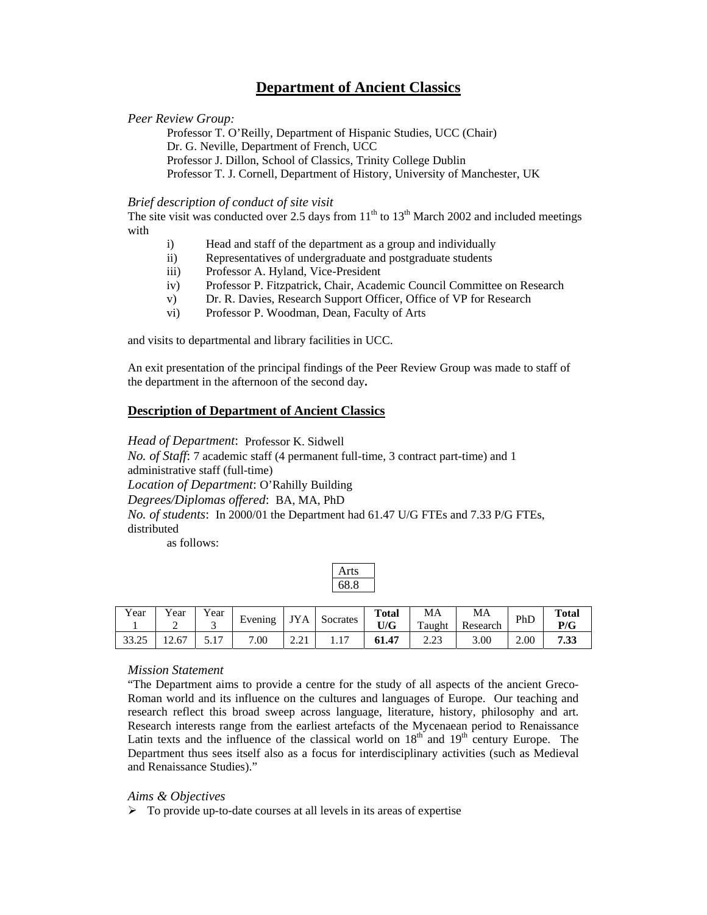# Department of Ancient Classics

*Peer Review Group:*

Professor T. O'Reilly, Department of Hispanic Studies, UCC (Chair)
Dr. G. Neville, Department of French, UCC
Professor J. Dillon, School of Classics, Trinity College Dublin
Professor T. J. Cornell, Department of History, University of Manchester, UK

*Brief description of conduct of site visit*

The site visit was conducted over 2.5 days from 11th to 13th March 2002 and included meetings with

i) Head and staff of the department as a group and individually
ii) Representatives of undergraduate and postgraduate students
iii) Professor A. Hyland, Vice-President
iv) Professor P. Fitzpatrick, Chair, Academic Council Committee on Research
v) Dr. R. Davies, Research Support Officer, Office of VP for Research
vi) Professor P. Woodman, Dean, Faculty of Arts

and visits to departmental and library facilities in UCC.

An exit presentation of the principal findings of the Peer Review Group was made to staff of the department in the afternoon of the second day**.**

## Description of Department of Ancient Classics

*Head of Department*: Professor K. Sidwell
*No. of Staff*: 7 academic staff (4 permanent full-time, 3 contract part-time) and 1 administrative staff (full-time)
*Location of Department*: O'Rahilly Building
*Degrees/Diplomas offered*: BA, MA, PhD
*No. of students*: In 2000/01 the Department had 61.47 U/G FTEs and 7.33 P/G FTEs, distributed as follows:

| Arts |
|---|
| 68.8 |

| Year 1 | Year 2 | Year 3 | Evening | JYA | Socrates | **Total U/G** | MA Taught | MA Research | PhD | **Total P/G** |
|---|---|---|---|---|---|---|---|---|---|---|
| 33.25 | 12.67 | 5.17 | 7.00 | 2.21 | 1.17 | **61.47** | 2.23 | 3.00 | 2.00 | **7.33** |

*Mission Statement*

"The Department aims to provide a centre for the study of all aspects of the ancient Greco-Roman world and its influence on the cultures and languages of Europe. Our teaching and research reflect this broad sweep across language, literature, history, philosophy and art. Research interests range from the earliest artefacts of the Mycenaean period to Renaissance Latin texts and the influence of the classical world on 18th and 19th century Europe. The Department thus sees itself also as a focus for interdisciplinary activities (such as Medieval and Renaissance Studies)."

*Aims & Objectives*

- To provide up-to-date courses at all levels in its areas of expertise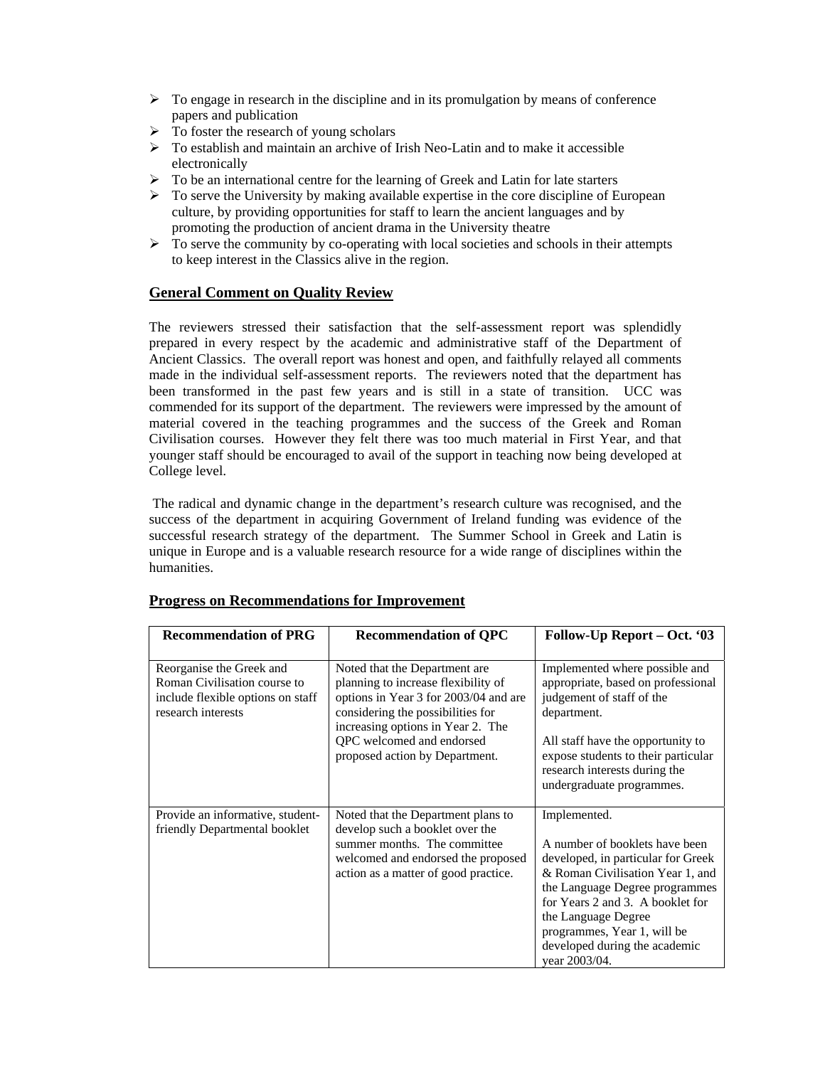- To engage in research in the discipline and in its promulgation by means of conference papers and publication
- To foster the research of young scholars
- To establish and maintain an archive of Irish Neo-Latin and to make it accessible electronically
- To be an international centre for the learning of Greek and Latin for late starters
- To serve the University by making available expertise in the core discipline of European culture, by providing opportunities for staff to learn the ancient languages and by promoting the production of ancient drama in the University theatre
- To serve the community by co-operating with local societies and schools in their attempts to keep interest in the Classics alive in the region.

## General Comment on Quality Review

The reviewers stressed their satisfaction that the self-assessment report was splendidly prepared in every respect by the academic and administrative staff of the Department of Ancient Classics. The overall report was honest and open, and faithfully relayed all comments made in the individual self-assessment reports. The reviewers noted that the department has been transformed in the past few years and is still in a state of transition. UCC was commended for its support of the department. The reviewers were impressed by the amount of material covered in the teaching programmes and the success of the Greek and Roman Civilisation courses. However they felt there was too much material in First Year, and that younger staff should be encouraged to avail of the support in teaching now being developed at College level.

The radical and dynamic change in the department's research culture was recognised, and the success of the department in acquiring Government of Ireland funding was evidence of the successful research strategy of the department. The Summer School in Greek and Latin is unique in Europe and is a valuable research resource for a wide range of disciplines within the humanities.

## Progress on Recommendations for Improvement

| Recommendation of PRG | Recommendation of QPC | Follow-Up Report – Oct. '03 |
|---|---|---|
| Reorganise the Greek and Roman Civilisation course to include flexible options on staff research interests | Noted that the Department are planning to increase flexibility of options in Year 3 for 2003/04 and are considering the possibilities for increasing options in Year 2. The QPC welcomed and endorsed proposed action by Department. | Implemented where possible and appropriate, based on professional judgement of staff of the department.<br><br>All staff have the opportunity to expose students to their particular research interests during the undergraduate programmes. |
| Provide an informative, student-friendly Departmental booklet | Noted that the Department plans to develop such a booklet over the summer months. The committee welcomed and endorsed the proposed action as a matter of good practice. | Implemented.<br><br>A number of booklets have been developed, in particular for Greek & Roman Civilisation Year 1, and the Language Degree programmes for Years 2 and 3. A booklet for the Language Degree programmes, Year 1, will be developed during the academic year 2003/04. |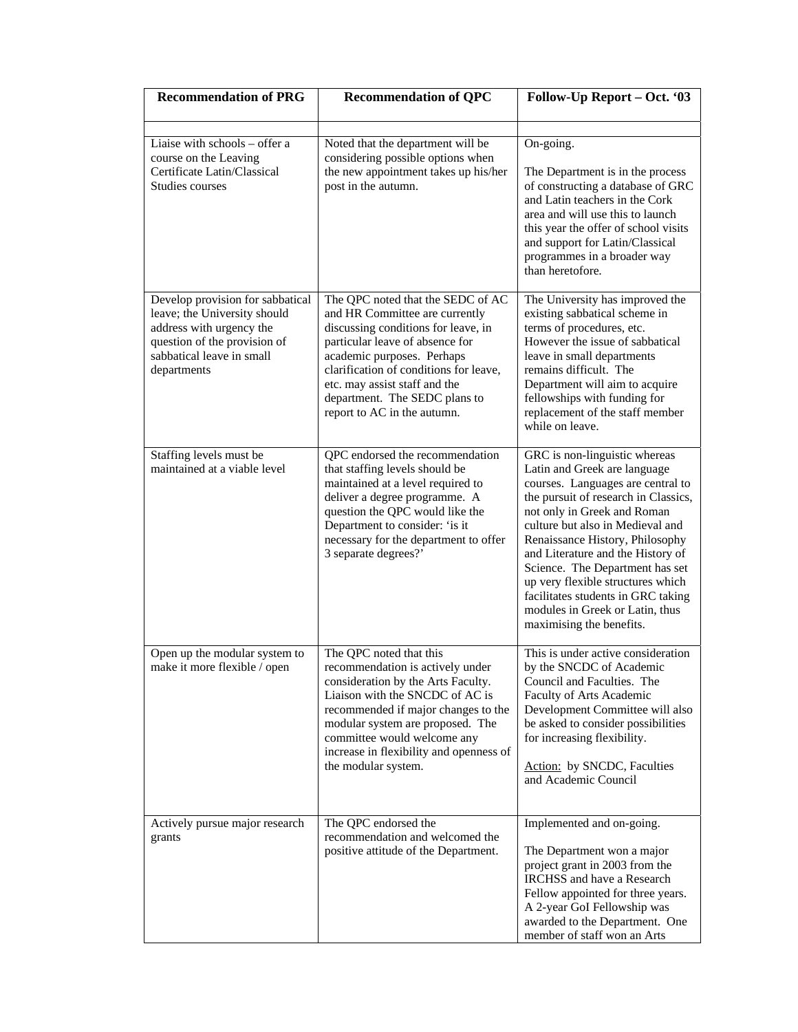| Recommendation of PRG | Recommendation of QPC | Follow-Up Report – Oct. '03 |
|---|---|---|
| | | |
| Liaise with schools – offer a course on the Leaving Certificate Latin/Classical Studies courses | Noted that the department will be considering possible options when the new appointment takes up his/her post in the autumn. | On-going.<br><br>The Department is in the process of constructing a database of GRC and Latin teachers in the Cork area and will use this to launch this year the offer of school visits and support for Latin/Classical programmes in a broader way than heretofore. |
| Develop provision for sabbatical leave; the University should address with urgency the question of the provision of sabbatical leave in small departments | The QPC noted that the SEDC of AC and HR Committee are currently discussing conditions for leave, in particular leave of absence for academic purposes. Perhaps clarification of conditions for leave, etc. may assist staff and the department. The SEDC plans to report to AC in the autumn. | The University has improved the existing sabbatical scheme in terms of procedures, etc. However the issue of sabbatical leave in small departments remains difficult. The Department will aim to acquire fellowships with funding for replacement of the staff member while on leave. |
| Staffing levels must be maintained at a viable level | QPC endorsed the recommendation that staffing levels should be maintained at a level required to deliver a degree programme. A question the QPC would like the Department to consider: 'is it necessary for the department to offer 3 separate degrees?' | GRC is non-linguistic whereas Latin and Greek are language courses. Languages are central to the pursuit of research in Classics, not only in Greek and Roman culture but also in Medieval and Renaissance History, Philosophy and Literature and the History of Science. The Department has set up very flexible structures which facilitates students in GRC taking modules in Greek or Latin, thus maximising the benefits. |
| Open up the modular system to make it more flexible / open | The QPC noted that this recommendation is actively under consideration by the Arts Faculty. Liaison with the SNCDC of AC is recommended if major changes to the modular system are proposed. The committee would welcome any increase in flexibility and openness of the modular system. | This is under active consideration by the SNCDC of Academic Council and Faculties. The Faculty of Arts Academic Development Committee will also be asked to consider possibilities for increasing flexibility.<br><br>Action: by SNCDC, Faculties and Academic Council |
| Actively pursue major research grants | The QPC endorsed the recommendation and welcomed the positive attitude of the Department. | Implemented and on-going.<br><br>The Department won a major project grant in 2003 from the IRCHSS and have a Research Fellow appointed for three years. A 2-year GoI Fellowship was awarded to the Department. One member of staff won an Arts |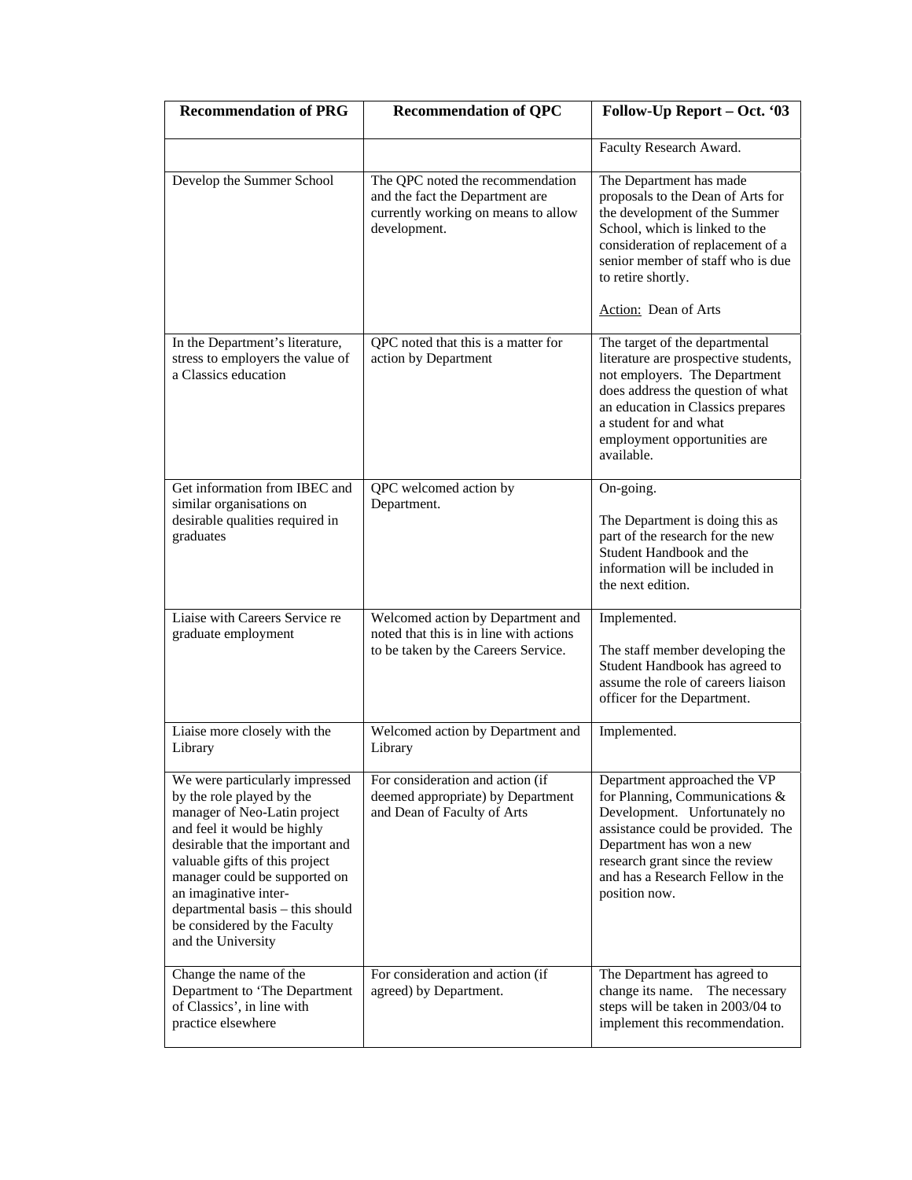| Recommendation of PRG | Recommendation of QPC | Follow-Up Report – Oct. '03 |
|---|---|---|
| | | Faculty Research Award. |
| Develop the Summer School | The QPC noted the recommendation and the fact the Department are currently working on means to allow development. | The Department has made proposals to the Dean of Arts for the development of the Summer School, which is linked to the consideration of replacement of a senior member of staff who is due to retire shortly.<br><br>Action: Dean of Arts |
| In the Department's literature, stress to employers the value of a Classics education | QPC noted that this is a matter for action by Department | The target of the departmental literature are prospective students, not employers. The Department does address the question of what an education in Classics prepares a student for and what employment opportunities are available. |
| Get information from IBEC and similar organisations on desirable qualities required in graduates | QPC welcomed action by Department. | On-going.<br><br>The Department is doing this as part of the research for the new Student Handbook and the information will be included in the next edition. |
| Liaise with Careers Service re graduate employment | Welcomed action by Department and noted that this is in line with actions to be taken by the Careers Service. | Implemented.<br><br>The staff member developing the Student Handbook has agreed to assume the role of careers liaison officer for the Department. |
| Liaise more closely with the Library | Welcomed action by Department and Library | Implemented. |
| We were particularly impressed by the role played by the manager of Neo-Latin project and feel it would be highly desirable that the important and valuable gifts of this project manager could be supported on an imaginative inter-departmental basis – this should be considered by the Faculty and the University | For consideration and action (if deemed appropriate) by Department and Dean of Faculty of Arts | Department approached the VP for Planning, Communications & Development. Unfortunately no assistance could be provided. The Department has won a new research grant since the review and has a Research Fellow in the position now. |
| Change the name of the Department to 'The Department of Classics', in line with practice elsewhere | For consideration and action (if agreed) by Department. | The Department has agreed to change its name. The necessary steps will be taken in 2003/04 to implement this recommendation. |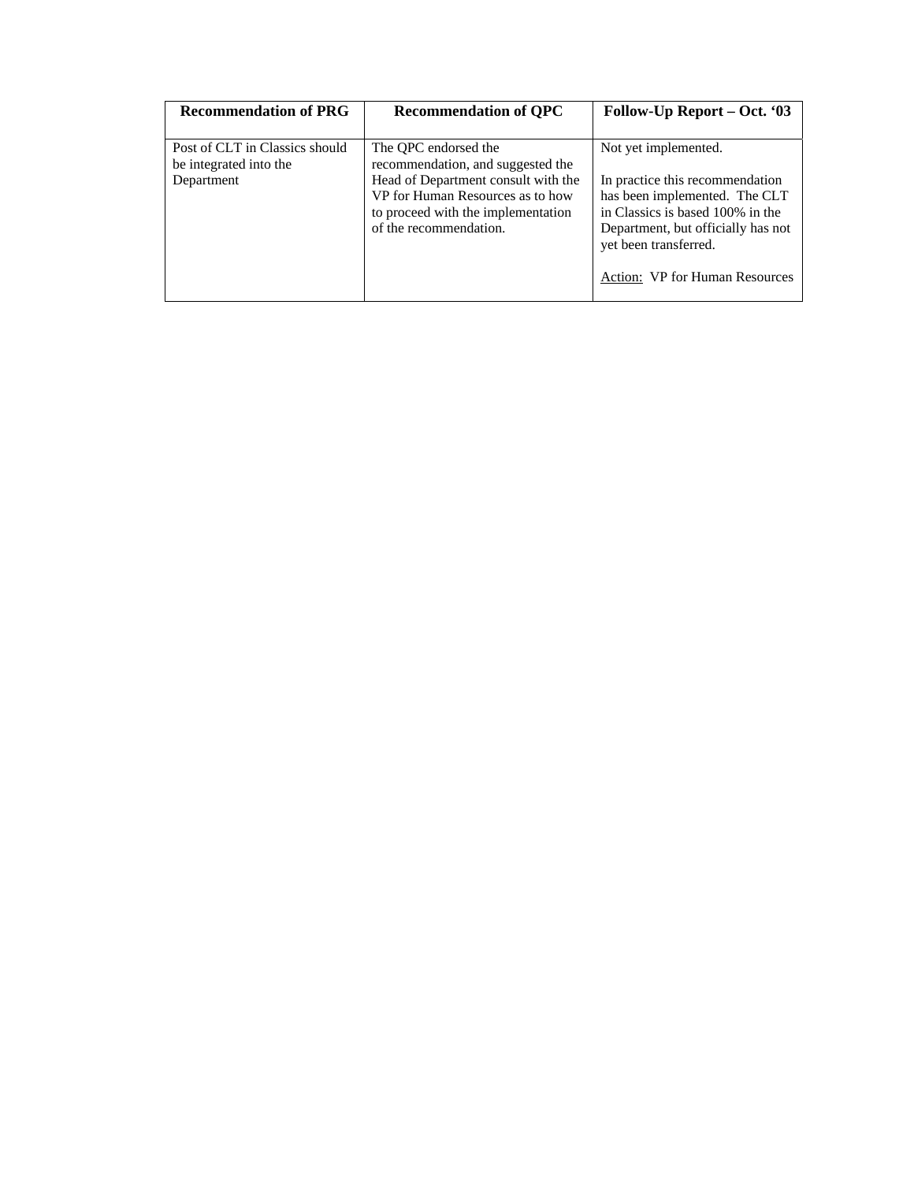| Recommendation of PRG | Recommendation of QPC | Follow-Up Report – Oct. '03 |
|---|---|---|
| Post of CLT in Classics should be integrated into the Department | The QPC endorsed the recommendation, and suggested the Head of Department consult with the VP for Human Resources as to how to proceed with the implementation of the recommendation. | Not yet implemented.<br><br>In practice this recommendation has been implemented. The CLT in Classics is based 100% in the Department, but officially has not yet been transferred.<br><br><u>Action:</u> VP for Human Resources |